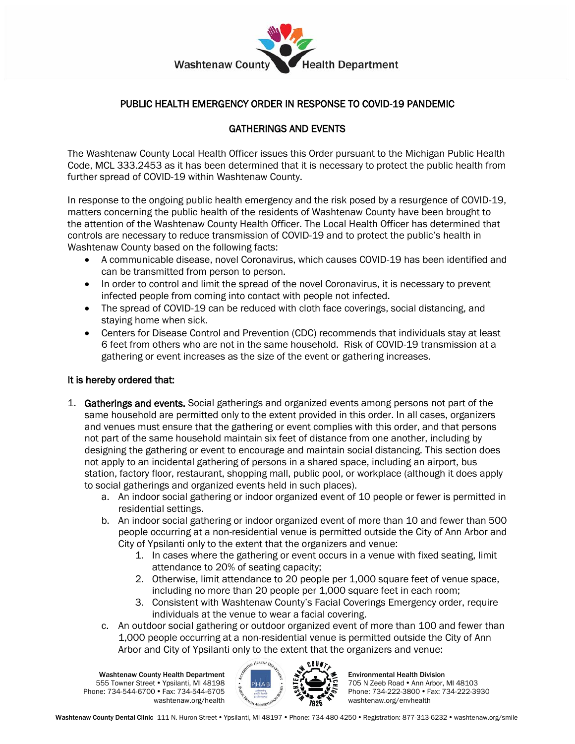Washtenaw County Health Department

# PUBLIC HEALTH EMERGENCY ORDER IN RESPONSE TO COVID-19 PANDEMIC

## GATHERINGS AND EVENTS

The Washtenaw County Local Health Officer issues this Order pursuant to the Michigan Public Health Code, MCL 333.2453 as it has been determined that it is necessary to protect the public health from further spread of COVID-19 within Washtenaw County.

In response to the ongoing public health emergency and the risk posed by a resurgence of COVID-19, matters concerning the public health of the residents of Washtenaw County have been brought to the attention of the Washtenaw County Health Officer. The Local Health Officer has determined that controls are necessary to reduce transmission of COVID-19 and to protect the public's health in Washtenaw County based on the following facts:

- A communicable disease, novel Coronavirus, which causes COVID-19 has been identified and can be transmitted from person to person.
- In order to control and limit the spread of the novel Coronavirus, it is necessary to prevent infected people from coming into contact with people not infected.
- The spread of COVID-19 can be reduced with cloth face coverings, social distancing, and staying home when sick.
- Centers for Disease Control and Prevention (CDC) recommends that individuals stay at least 6 feet from others who are not in the same household. Risk of COVID-19 transmission at a gathering or event increases as the size of the event or gathering increases.

**It is hereby ordered that:**

1. **Gatherings and events.** Social gatherings and organized events among persons not part of the same household are permitted only to the extent provided in this order. In all cases, organizers and venues must ensure that the gathering or event complies with this order, and that persons not part of the same household maintain six feet of distance from one another, including by designing the gathering or event to encourage and maintain social distancing. This section does not apply to an incidental gathering of persons in a shared space, including an airport, bus station, factory floor, restaurant, shopping mall, public pool, or workplace (although it does apply to social gatherings and organized events held in such places).
    a. An indoor social gathering or indoor organized event of 10 people or fewer is permitted in residential settings.
    b. An indoor social gathering or indoor organized event of more than 10 and fewer than 500 people occurring at a non-residential venue is permitted outside the City of Ann Arbor and City of Ypsilanti only to the extent that the organizers and venue:
        1. In cases where the gathering or event occurs in a venue with fixed seating, limit attendance to 20% of seating capacity;
        2. Otherwise, limit attendance to 20 people per 1,000 square feet of venue space, including no more than 20 people per 1,000 square feet in each room;
        3. Consistent with Washtenaw County's Facial Coverings Emergency order, require individuals at the venue to wear a facial covering.
    c. An outdoor social gathering or outdoor organized event of more than 100 and fewer than 1,000 people occurring at a non-residential venue is permitted outside the City of Ann Arbor and City of Ypsilanti only to the extent that the organizers and venue: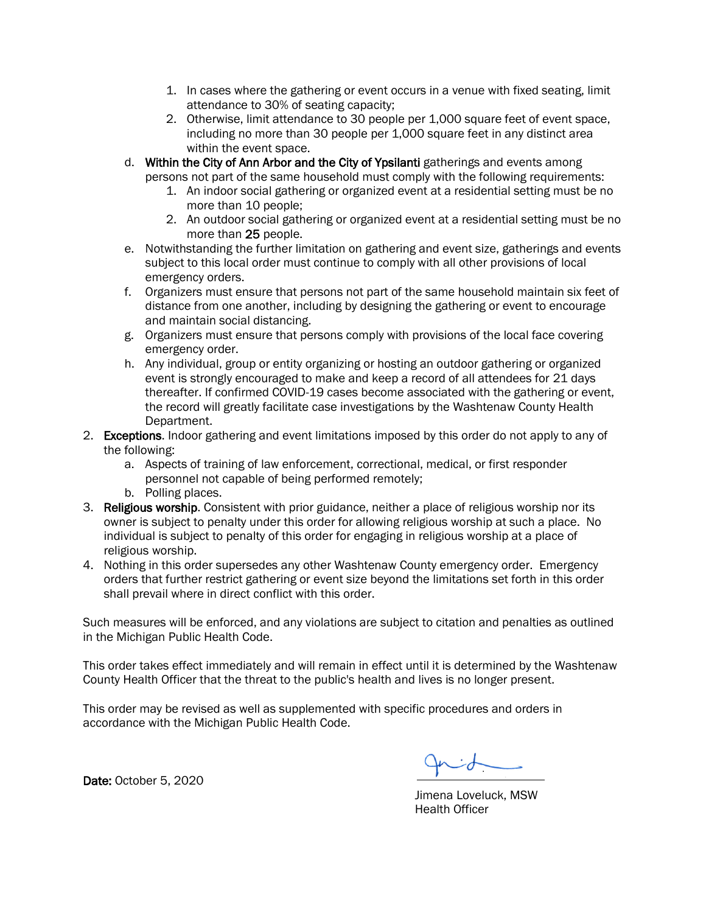1. In cases where the gathering or event occurs in a venue with fixed seating, limit attendance to 30% of seating capacity;
   2. Otherwise, limit attendance to 30 people per 1,000 square feet of event space, including no more than 30 people per 1,000 square feet in any distinct area within the event space.

   d. **Within the City of Ann Arbor and the City of Ypsilanti** gatherings and events among persons not part of the same household must comply with the following requirements:
      1. An indoor social gathering or organized event at a residential setting must be no more than 10 people;
      2. An outdoor social gathering or organized event at a residential setting must be no more than **25** people.

   e. Notwithstanding the further limitation on gathering and event size, gatherings and events subject to this local order must continue to comply with all other provisions of local emergency orders.

   f. Organizers must ensure that persons not part of the same household maintain six feet of distance from one another, including by designing the gathering or event to encourage and maintain social distancing.

   g. Organizers must ensure that persons comply with provisions of the local face covering emergency order.

   h. Any individual, group or entity organizing or hosting an outdoor gathering or organized event is strongly encouraged to make and keep a record of all attendees for 21 days thereafter. If confirmed COVID-19 cases become associated with the gathering or event, the record will greatly facilitate case investigations by the Washtenaw County Health Department.

2. **Exceptions**. Indoor gathering and event limitations imposed by this order do not apply to any of the following:
   a. Aspects of training of law enforcement, correctional, medical, or first responder personnel not capable of being performed remotely;
   b. Polling places.
3. **Religious worship**. Consistent with prior guidance, neither a place of religious worship nor its owner is subject to penalty under this order for allowing religious worship at such a place. No individual is subject to penalty of this order for engaging in religious worship at a place of religious worship.
4. Nothing in this order supersedes any other Washtenaw County emergency order. Emergency orders that further restrict gathering or event size beyond the limitations set forth in this order shall prevail where in direct conflict with this order.

Such measures will be enforced, and any violations are subject to citation and penalties as outlined in the Michigan Public Health Code.

This order takes effect immediately and will remain in effect until it is determined by the Washtenaw County Health Officer that the threat to the public's health and lives is no longer present.

This order may be revised as well as supplemented with specific procedures and orders in accordance with the Michigan Public Health Code.

**Date:** October 5, 2020

Jimena Loveluck, MSW
Health Officer